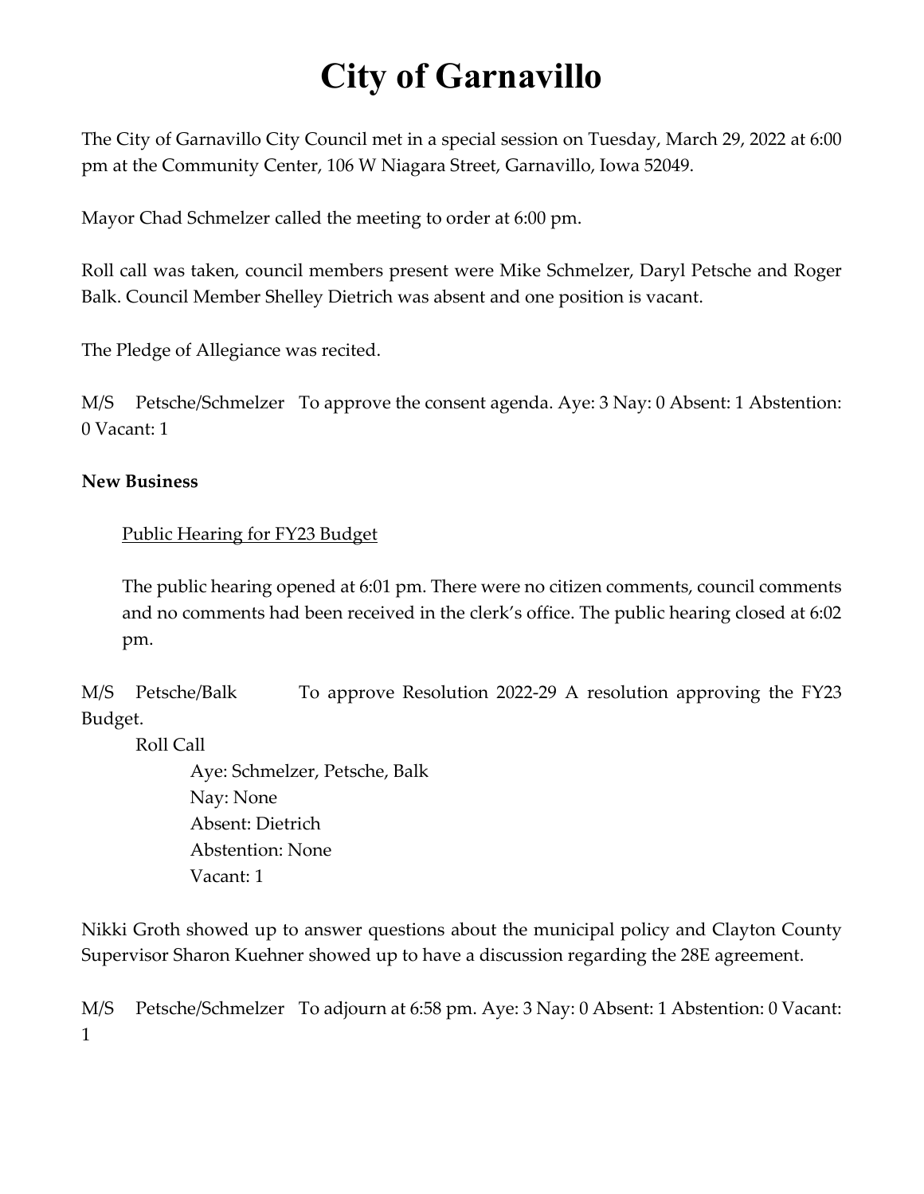# City of Garnavillo

The City of Garnavillo City Council met in a special session on Tuesday, March 29, 2022 at 6:00 pm at the Community Center, 106 W Niagara Street, Garnavillo, Iowa 52049.

Mayor Chad Schmelzer called the meeting to order at 6:00 pm.

Roll call was taken, council members present were Mike Schmelzer, Daryl Petsche and Roger Balk. Council Member Shelley Dietrich was absent and one position is vacant.

The Pledge of Allegiance was recited.

M/S Petsche/Schmelzer To approve the consent agenda. Aye: 3 Nay: 0 Absent: 1 Abstention: 0 Vacant: 1

**New Business**

Public Hearing for FY23 Budget

The public hearing opened at 6:01 pm. There were no citizen comments, council comments and no comments had been received in the clerk's office. The public hearing closed at 6:02 pm.

M/S Petsche/Balk To approve Resolution 2022-29 A resolution approving the FY23 Budget.

Roll Call

Aye: Schmelzer, Petsche, Balk
Nay: None
Absent: Dietrich
Abstention: None
Vacant: 1

Nikki Groth showed up to answer questions about the municipal policy and Clayton County Supervisor Sharon Kuehner showed up to have a discussion regarding the 28E agreement.

M/S Petsche/Schmelzer To adjourn at 6:58 pm. Aye: 3 Nay: 0 Absent: 1 Abstention: 0 Vacant: 1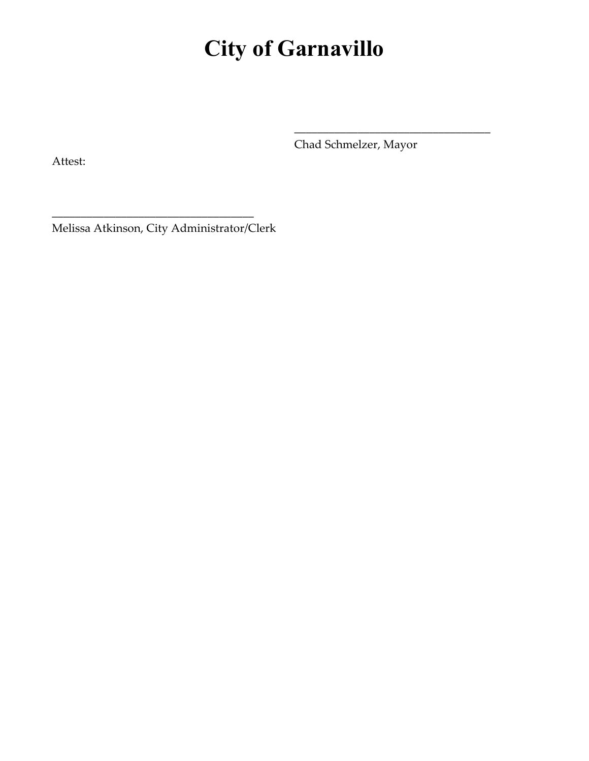# City of Garnavillo

\_\_\_\_\_\_\_\_\_\_\_\_\_\_\_\_\_\_\_\_\_\_\_\_\_\_\_\_\_\_\_\_\_\_\_\_

Chad Schmelzer, Mayor

Attest:

\_\_\_\_\_\_\_\_\_\_\_\_\_\_\_\_\_\_\_\_\_\_\_\_\_\_\_\_\_\_\_\_\_\_\_\_

Melissa Atkinson, City Administrator/Clerk